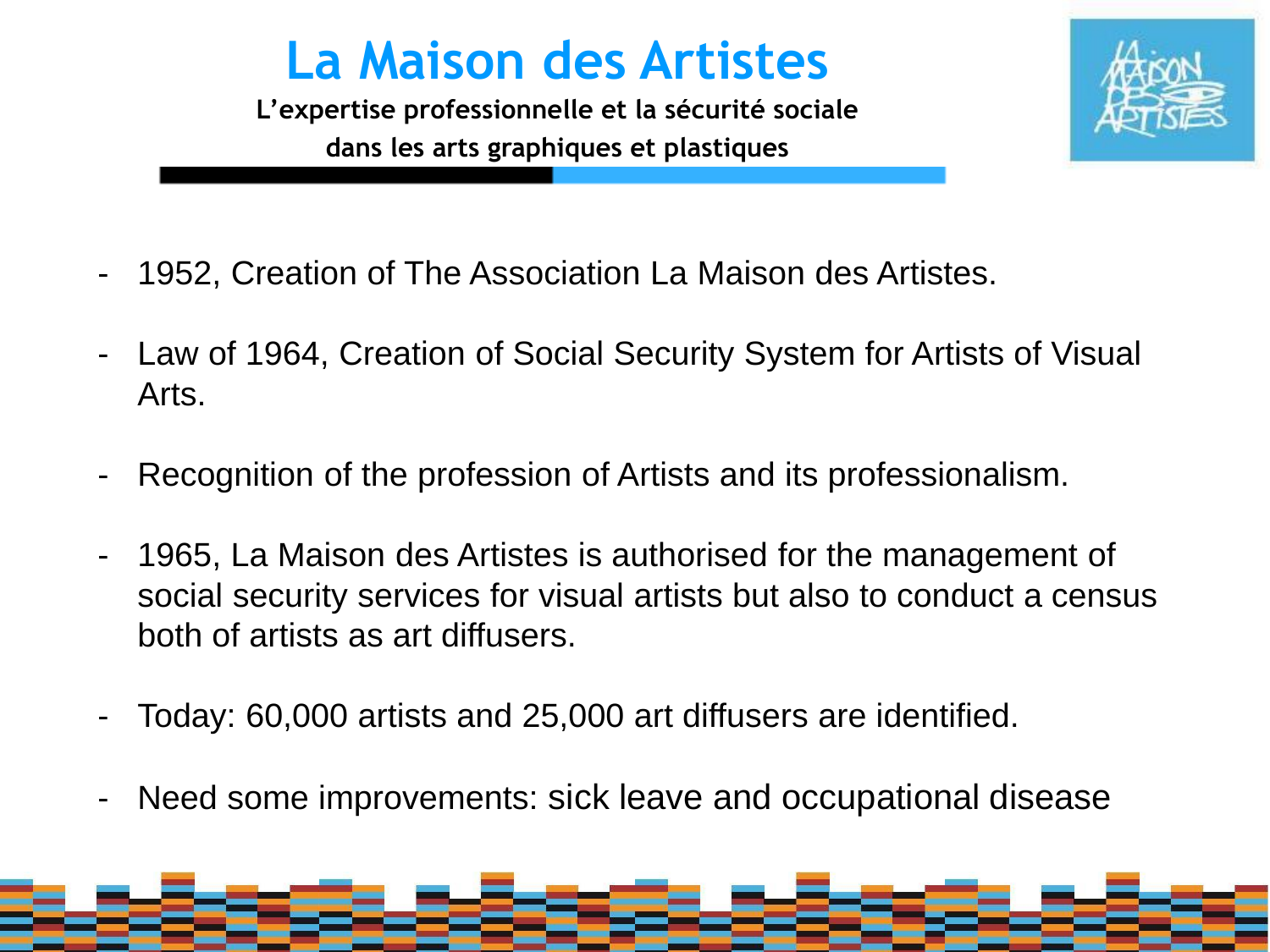# La Maison des Artistes

**L'expertise professionnelle et la sécurité sociale dans les arts graphiques et plastiques**

- 1952, Creation of The Association La Maison des Artistes.
- Law of 1964, Creation of Social Security System for Artists of Visual Arts.
- Recognition of the profession of Artists and its professionalism.
- 1965, La Maison des Artistes is authorised for the management of social security services for visual artists but also to conduct a census both of artists as art diffusers.
- Today: 60,000 artists and 25,000 art diffusers are identified.
- Need some improvements: sick leave and occupational disease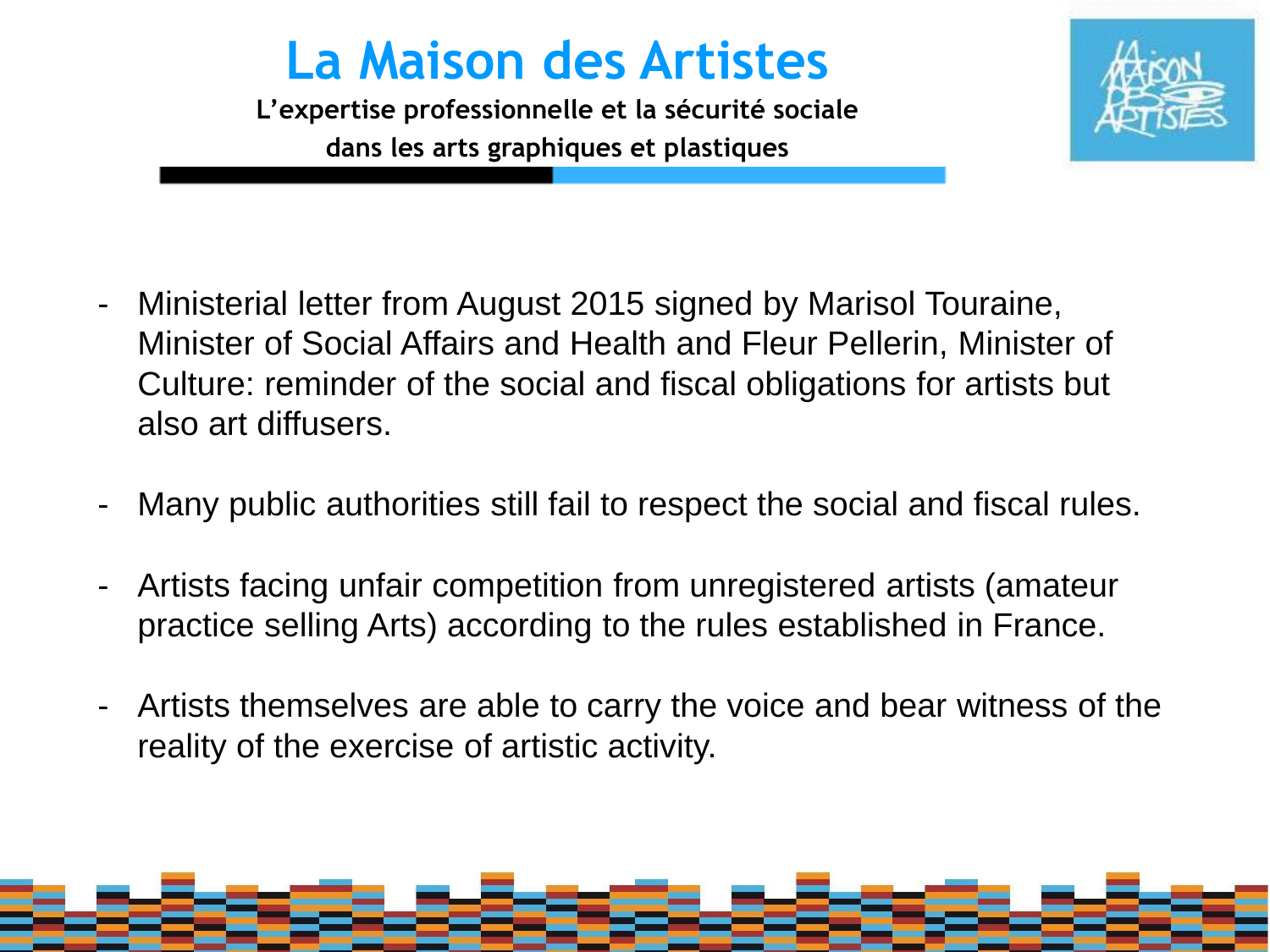# La Maison des Artistes

**L'expertise professionnelle et la sécurité sociale dans les arts graphiques et plastiques**

- Ministerial letter from August 2015 signed by Marisol Touraine, Minister of Social Affairs and Health and Fleur Pellerin, Minister of Culture: reminder of the social and fiscal obligations for artists but also art diffusers.

- Many public authorities still fail to respect the social and fiscal rules.

- Artists facing unfair competition from unregistered artists (amateur practice selling Arts) according to the rules established in France.

- Artists themselves are able to carry the voice and bear witness of the reality of the exercise of artistic activity.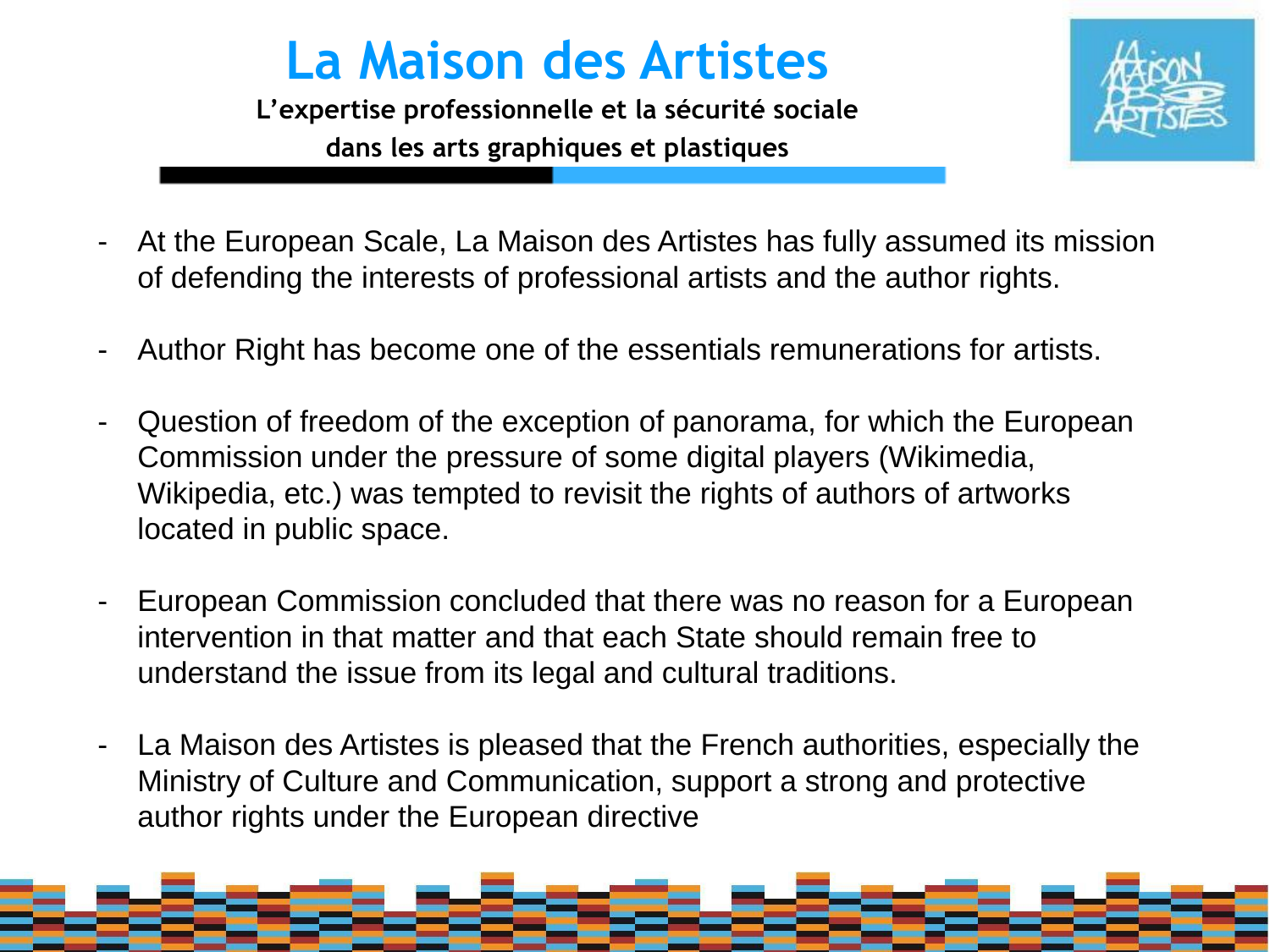# La Maison des Artistes

**L'expertise professionnelle et la sécurité sociale dans les arts graphiques et plastiques**

- At the European Scale, La Maison des Artistes has fully assumed its mission of defending the interests of professional artists and the author rights.

- Author Right has become one of the essentials remunerations for artists.

- Question of freedom of the exception of panorama, for which the European Commission under the pressure of some digital players (Wikimedia, Wikipedia, etc.) was tempted to revisit the rights of authors of artworks located in public space.

- European Commission concluded that there was no reason for a European intervention in that matter and that each State should remain free to understand the issue from its legal and cultural traditions.

- La Maison des Artistes is pleased that the French authorities, especially the Ministry of Culture and Communication, support a strong and protective author rights under the European directive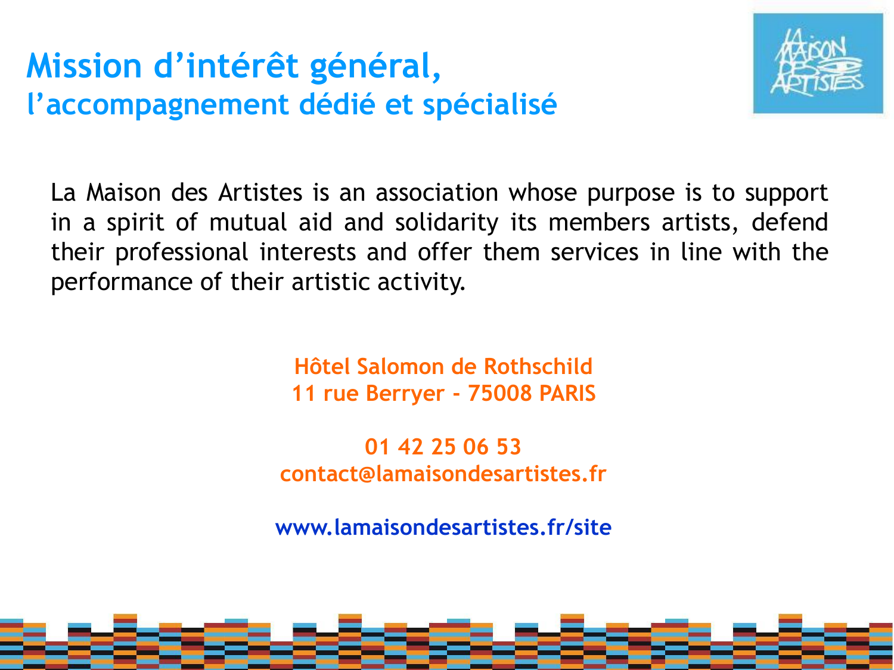# Mission d'intérêt général,

## l'accompagnement dédié et spécialisé

La Maison des Artistes is an association whose purpose is to support in a spirit of mutual aid and solidarity its members artists, defend their professional interests and offer them services in line with the performance of their artistic activity.

**Hôtel Salomon de Rothschild**
**11 rue Berryer - 75008 PARIS**

**01 42 25 06 53**
**contact@lamaisondesartistes.fr**

**www.lamaisondesartistes.fr/site**